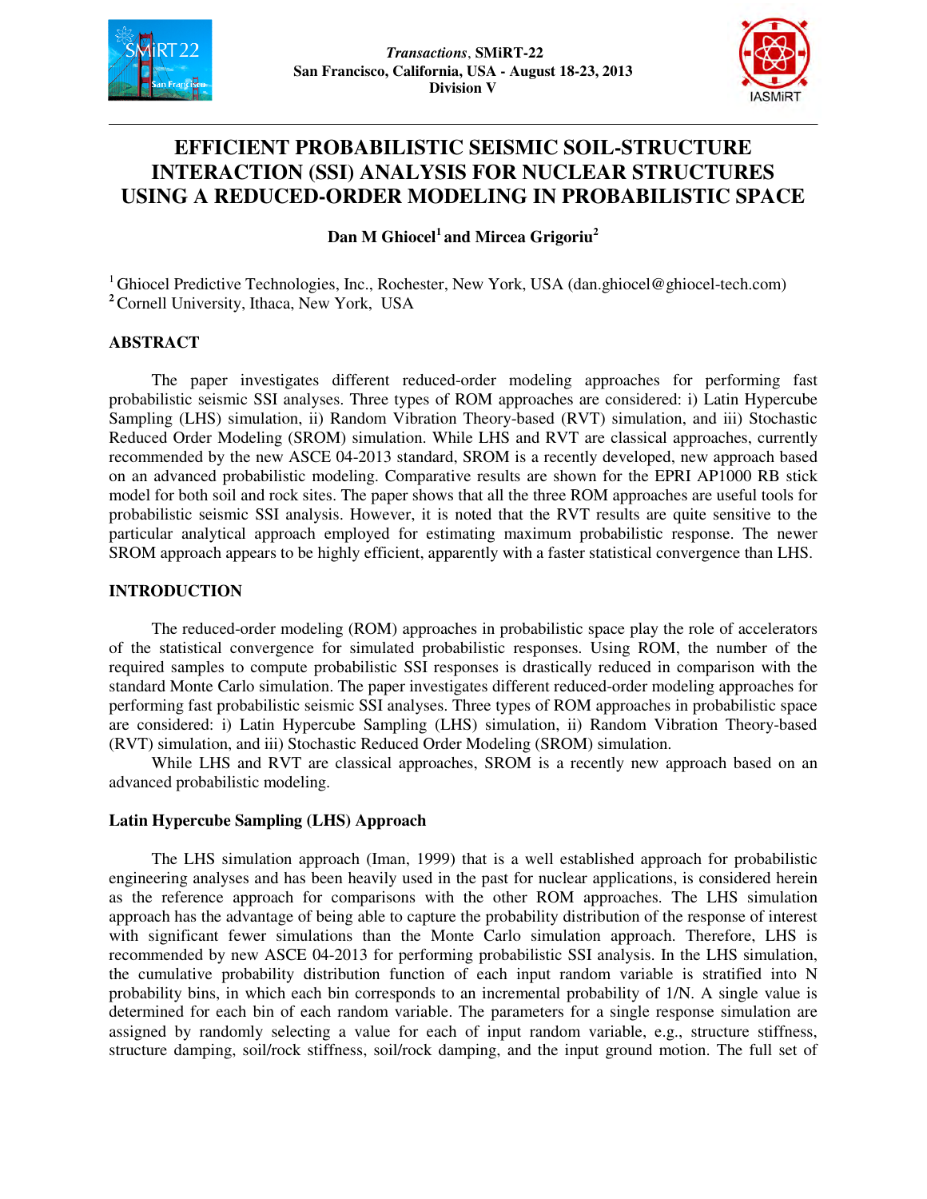*Transactions*, **SMiRT-22**
**San Francisco, California, USA - August 18-23, 2013**
**Division V**

# EFFICIENT PROBABILISTIC SEISMIC SOIL-STRUCTURE INTERACTION (SSI) ANALYSIS FOR NUCLEAR STRUCTURES USING A REDUCED-ORDER MODELING IN PROBABILISTIC SPACE

**Dan M Ghiocel[1] and Mircea Grigoriu[2]**

[1] Ghiocel Predictive Technologies, Inc., Rochester, New York, USA (dan.ghiocel@ghiocel-tech.com)
[2] Cornell University, Ithaca, New York, USA

## ABSTRACT

The paper investigates different reduced-order modeling approaches for performing fast probabilistic seismic SSI analyses. Three types of ROM approaches are considered: i) Latin Hypercube Sampling (LHS) simulation, ii) Random Vibration Theory-based (RVT) simulation, and iii) Stochastic Reduced Order Modeling (SROM) simulation. While LHS and RVT are classical approaches, currently recommended by the new ASCE 04-2013 standard, SROM is a recently developed, new approach based on an advanced probabilistic modeling. Comparative results are shown for the EPRI AP1000 RB stick model for both soil and rock sites. The paper shows that all the three ROM approaches are useful tools for probabilistic seismic SSI analysis. However, it is noted that the RVT results are quite sensitive to the particular analytical approach employed for estimating maximum probabilistic response. The newer SROM approach appears to be highly efficient, apparently with a faster statistical convergence than LHS.

## INTRODUCTION

The reduced-order modeling (ROM) approaches in probabilistic space play the role of accelerators of the statistical convergence for simulated probabilistic responses. Using ROM, the number of the required samples to compute probabilistic SSI responses is drastically reduced in comparison with the standard Monte Carlo simulation. The paper investigates different reduced-order modeling approaches for performing fast probabilistic seismic SSI analyses. Three types of ROM approaches in probabilistic space are considered: i) Latin Hypercube Sampling (LHS) simulation, ii) Random Vibration Theory-based (RVT) simulation, and iii) Stochastic Reduced Order Modeling (SROM) simulation.

While LHS and RVT are classical approaches, SROM is a recently new approach based on an advanced probabilistic modeling.

### Latin Hypercube Sampling (LHS) Approach

The LHS simulation approach (Iman, 1999) that is a well established approach for probabilistic engineering analyses and has been heavily used in the past for nuclear applications, is considered herein as the reference approach for comparisons with the other ROM approaches. The LHS simulation approach has the advantage of being able to capture the probability distribution of the response of interest with significant fewer simulations than the Monte Carlo simulation approach. Therefore, LHS is recommended by new ASCE 04-2013 for performing probabilistic SSI analysis. In the LHS simulation, the cumulative probability distribution function of each input random variable is stratified into N probability bins, in which each bin corresponds to an incremental probability of 1/N. A single value is determined for each bin of each random variable. The parameters for a single response simulation are assigned by randomly selecting a value for each of input random variable, e.g., structure stiffness, structure damping, soil/rock stiffness, soil/rock damping, and the input ground motion. The full set of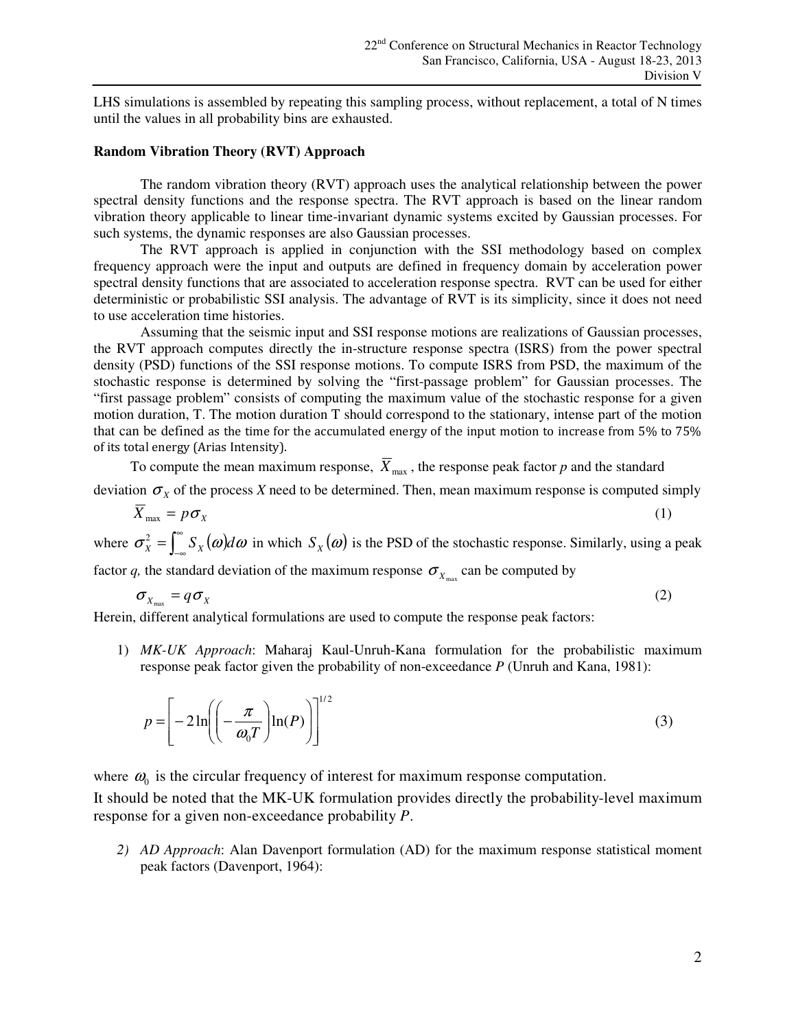LHS simulations is assembled by repeating this sampling process, without replacement, a total of N times until the values in all probability bins are exhausted.

**Random Vibration Theory (RVT) Approach**

The random vibration theory (RVT) approach uses the analytical relationship between the power spectral density functions and the response spectra. The RVT approach is based on the linear random vibration theory applicable to linear time-invariant dynamic systems excited by Gaussian processes. For such systems, the dynamic responses are also Gaussian processes.

The RVT approach is applied in conjunction with the SSI methodology based on complex frequency approach were the input and outputs are defined in frequency domain by acceleration power spectral density functions that are associated to acceleration response spectra. RVT can be used for either deterministic or probabilistic SSI analysis. The advantage of RVT is its simplicity, since it does not need to use acceleration time histories.

Assuming that the seismic input and SSI response motions are realizations of Gaussian processes, the RVT approach computes directly the in-structure response spectra (ISRS) from the power spectral density (PSD) functions of the SSI response motions. To compute ISRS from PSD, the maximum of the stochastic response is determined by solving the "first-passage problem" for Gaussian processes. The "first passage problem" consists of computing the maximum value of the stochastic response for a given motion duration, T. The motion duration T should correspond to the stationary, intense part of the motion that can be defined as the time for the accumulated energy of the input motion to increase from 5% to 75% of its total energy (Arias Intensity).

To compute the mean maximum response, $\overline{X}_{\max}$, the response peak factor *p* and the standard deviation $\sigma_X$ of the process *X* need to be determined. Then, mean maximum response is computed simply

$$\overline{X}_{\max} = p\sigma_X \tag{1}$$

where $\sigma_X^2 = \int_{-\infty}^{\infty} S_X(\omega)d\omega$ in which $S_X(\omega)$ is the PSD of the stochastic response. Similarly, using a peak factor *q,* the standard deviation of the maximum response $\sigma_{X_{\max}}$ can be computed by

$$\sigma_{X_{\max}} = q\sigma_X \tag{2}$$

Herein, different analytical formulations are used to compute the response peak factors:

1) *MK-UK Approach*: Maharaj Kaul-Unruh-Kana formulation for the probabilistic maximum response peak factor given the probability of non-exceedance *P* (Unruh and Kana, 1981):

$$p = \left[-2\ln\left(\left(-\frac{\pi}{\omega_0 T}\right)\ln(P)\right)\right]^{1/2} \tag{3}$$

where $\omega_0$ is the circular frequency of interest for maximum response computation.

It should be noted that the MK-UK formulation provides directly the probability-level maximum response for a given non-exceedance probability *P*.

2) *AD Approach*: Alan Davenport formulation (AD) for the maximum response statistical moment peak factors (Davenport, 1964):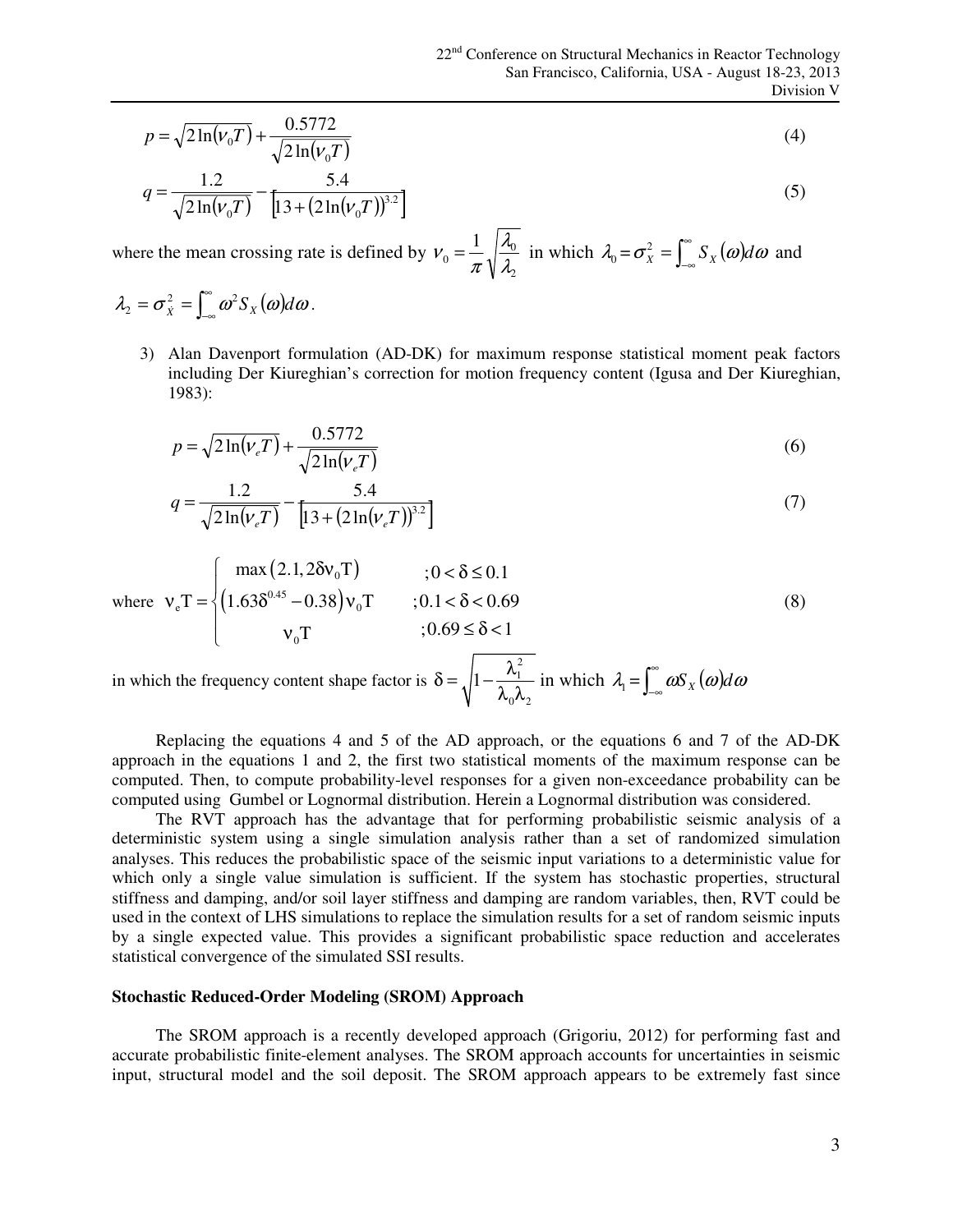$$p = \sqrt{2\ln(\nu_0 T)} + \frac{0.5772}{\sqrt{2\ln(\nu_0 T)}} \tag{4}$$

$$q = \frac{1.2}{\sqrt{2\ln(\nu_0 T)}} - \frac{5.4}{\left[13 + \left(2\ln(\nu_0 T)\right)^{3.2}\right]} \tag{5}$$

where the mean crossing rate is defined by $\nu_0 = \frac{1}{\pi}\sqrt{\frac{\lambda_0}{\lambda_2}}$ in which $\lambda_0 = \sigma_X^2 = \int_{-\infty}^{\infty} S_X(\omega)d\omega$ and $\lambda_2 = \sigma_{\dot{X}}^2 = \int_{-\infty}^{\infty} \omega^2 S_X(\omega)d\omega$.

3) Alan Davenport formulation (AD-DK) for maximum response statistical moment peak factors including Der Kiureghian's correction for motion frequency content (Igusa and Der Kiureghian, 1983):

$$p = \sqrt{2\ln(\nu_e T)} + \frac{0.5772}{\sqrt{2\ln(\nu_e T)}} \tag{6}$$

$$q = \frac{1.2}{\sqrt{2\ln(\nu_e T)}} - \frac{5.4}{\left[13 + \left(2\ln(\nu_e T)\right)^{3.2}\right]} \tag{7}$$

$$\text{where} \quad \nu_e T = \begin{cases} \max\left(2.1, 2\delta\nu_0 T\right) & ;0 < \delta \le 0.1 \\ \left(1.63\delta^{0.45} - 0.38\right)\nu_0 T & ;0.1 < \delta < 0.69 \\ \nu_0 T & ;0.69 \le \delta < 1 \end{cases} \tag{8}$$

in which the frequency content shape factor is $\delta = \sqrt{1 - \frac{\lambda_1^2}{\lambda_0 \lambda_2}}$ in which $\lambda_1 = \int_{-\infty}^{\infty} \omega S_X(\omega)d\omega$

Replacing the equations 4 and 5 of the AD approach, or the equations 6 and 7 of the AD-DK approach in the equations 1 and 2, the first two statistical moments of the maximum response can be computed. Then, to compute probability-level responses for a given non-exceedance probability can be computed using Gumbel or Lognormal distribution. Herein a Lognormal distribution was considered.

The RVT approach has the advantage that for performing probabilistic seismic analysis of a deterministic system using a single simulation analysis rather than a set of randomized simulation analyses. This reduces the probabilistic space of the seismic input variations to a deterministic value for which only a single value simulation is sufficient. If the system has stochastic properties, structural stiffness and damping, and/or soil layer stiffness and damping are random variables, then, RVT could be used in the context of LHS simulations to replace the simulation results for a set of random seismic inputs by a single expected value. This provides a significant probabilistic space reduction and accelerates statistical convergence of the simulated SSI results.

**Stochastic Reduced-Order Modeling (SROM) Approach**

The SROM approach is a recently developed approach (Grigoriu, 2012) for performing fast and accurate probabilistic finite-element analyses. The SROM approach accounts for uncertainties in seismic input, structural model and the soil deposit. The SROM approach appears to be extremely fast since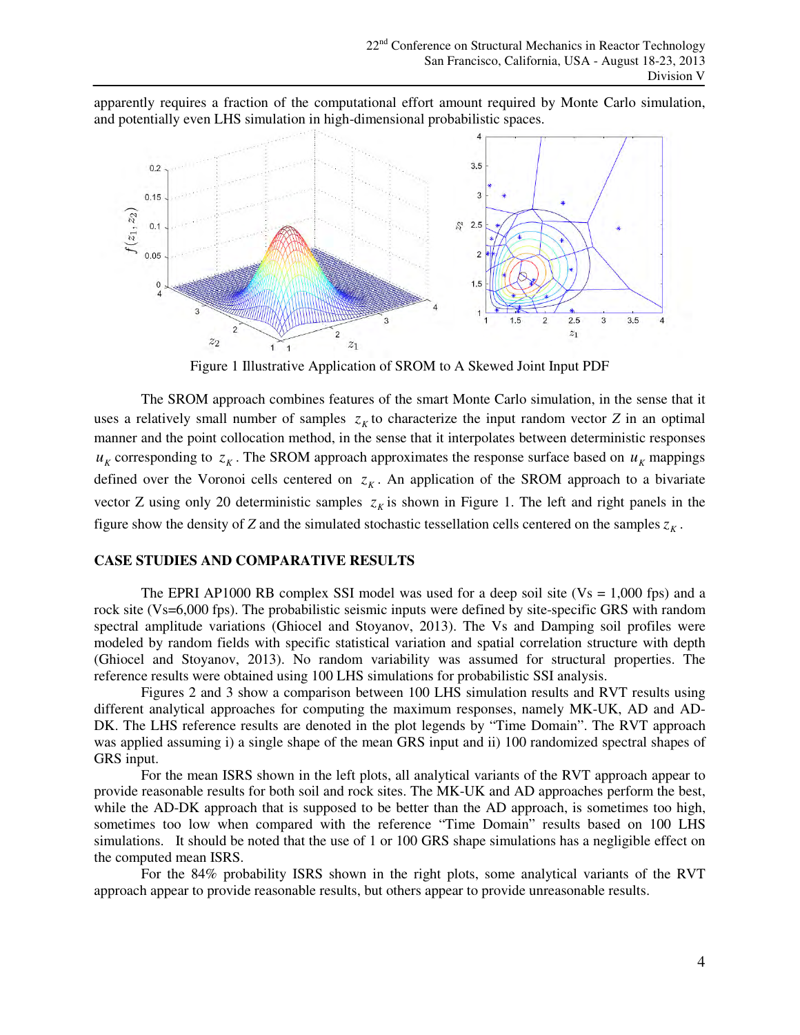apparently requires a fraction of the computational effort amount required by Monte Carlo simulation, and potentially even LHS simulation in high-dimensional probabilistic spaces.

Figure 1 Illustrative Application of SROM to A Skewed Joint Input PDF

The SROM approach combines features of the smart Monte Carlo simulation, in the sense that it uses a relatively small number of samples $z_K$ to characterize the input random vector $Z$ in an optimal manner and the point collocation method, in the sense that it interpolates between deterministic responses $u_K$ corresponding to $z_K$. The SROM approach approximates the response surface based on $u_K$ mappings defined over the Voronoi cells centered on $z_K$. An application of the SROM approach to a bivariate vector Z using only 20 deterministic samples $z_K$ is shown in Figure 1. The left and right panels in the figure show the density of $Z$ and the simulated stochastic tessellation cells centered on the samples $z_K$.

## CASE STUDIES AND COMPARATIVE RESULTS

The EPRI AP1000 RB complex SSI model was used for a deep soil site (Vs = 1,000 fps) and a rock site (Vs=6,000 fps). The probabilistic seismic inputs were defined by site-specific GRS with random spectral amplitude variations (Ghiocel and Stoyanov, 2013). The Vs and Damping soil profiles were modeled by random fields with specific statistical variation and spatial correlation structure with depth (Ghiocel and Stoyanov, 2013). No random variability was assumed for structural properties. The reference results were obtained using 100 LHS simulations for probabilistic SSI analysis.

Figures 2 and 3 show a comparison between 100 LHS simulation results and RVT results using different analytical approaches for computing the maximum responses, namely MK-UK, AD and AD-DK. The LHS reference results are denoted in the plot legends by "Time Domain". The RVT approach was applied assuming i) a single shape of the mean GRS input and ii) 100 randomized spectral shapes of GRS input.

For the mean ISRS shown in the left plots, all analytical variants of the RVT approach appear to provide reasonable results for both soil and rock sites. The MK-UK and AD approaches perform the best, while the AD-DK approach that is supposed to be better than the AD approach, is sometimes too high, sometimes too low when compared with the reference "Time Domain" results based on 100 LHS simulations. It should be noted that the use of 1 or 100 GRS shape simulations has a negligible effect on the computed mean ISRS.

For the 84% probability ISRS shown in the right plots, some analytical variants of the RVT approach appear to provide reasonable results, but others appear to provide unreasonable results.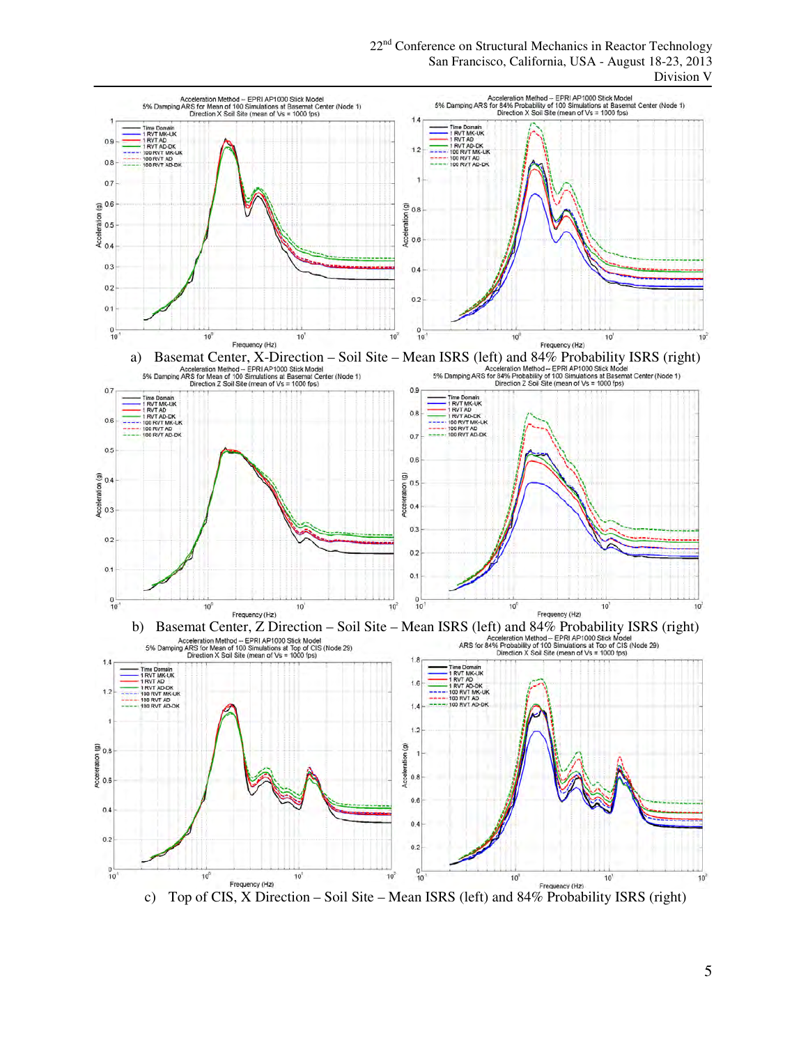a) Basemat Center, X-Direction – Soil Site – Mean ISRS (left) and 84% Probability ISRS (right)

b) Basemat Center, Z Direction – Soil Site – Mean ISRS (left) and 84% Probability ISRS (right)

c) Top of CIS, X Direction – Soil Site – Mean ISRS (left) and 84% Probability ISRS (right)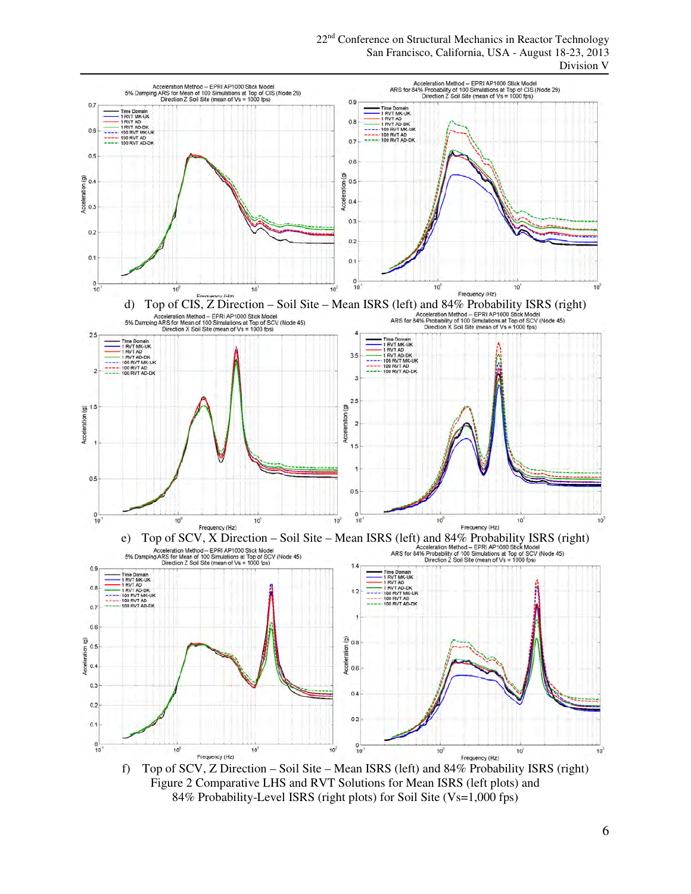d) Top of CIS, Z Direction – Soil Site – Mean ISRS (left) and 84% Probability ISRS (right)

e) Top of SCV, X Direction – Soil Site – Mean ISRS (left) and 84% Probability ISRS (right)

f) Top of SCV, Z Direction – Soil Site – Mean ISRS (left) and 84% Probability ISRS (right)

Figure 2 Comparative LHS and RVT Solutions for Mean ISRS (left plots) and 84% Probability-Level ISRS (right plots) for Soil Site (Vs=1,000 fps)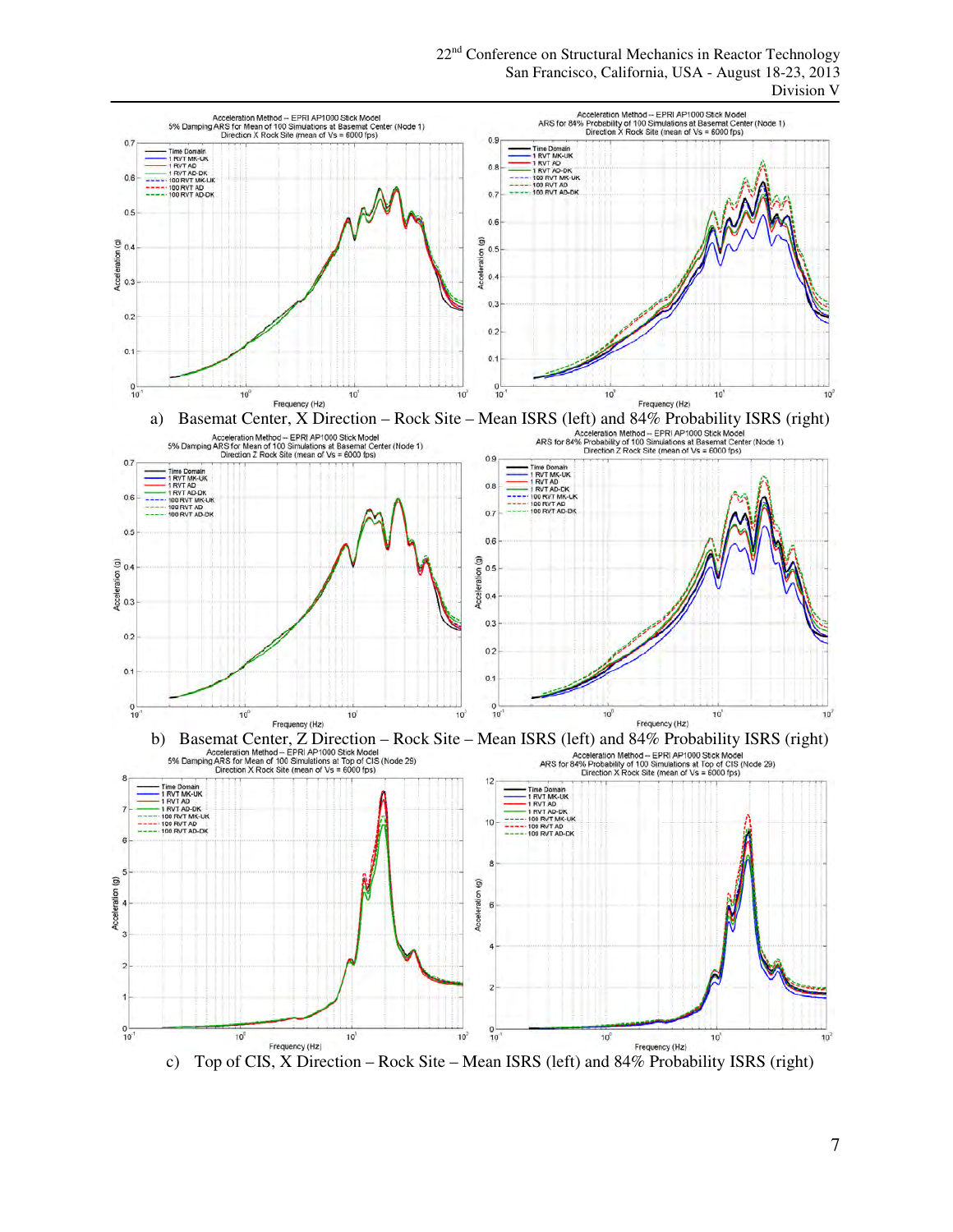a) Basemat Center, X Direction – Rock Site – Mean ISRS (left) and 84% Probability ISRS (right)

b) Basemat Center, Z Direction – Rock Site – Mean ISRS (left) and 84% Probability ISRS (right)

c) Top of CIS, X Direction – Rock Site – Mean ISRS (left) and 84% Probability ISRS (right)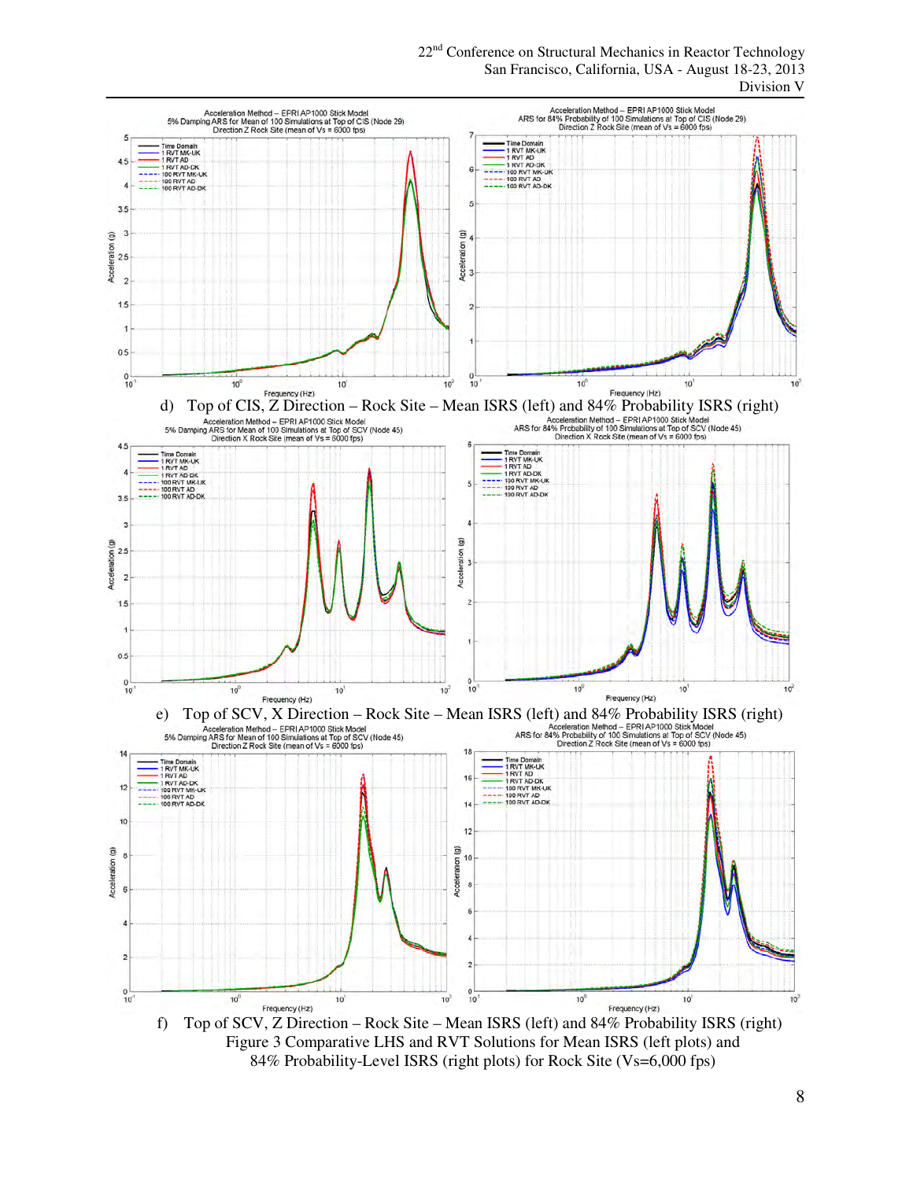d) Top of CIS, Z Direction – Rock Site – Mean ISRS (left) and 84% Probability ISRS (right)

e) Top of SCV, X Direction – Rock Site – Mean ISRS (left) and 84% Probability ISRS (right)

f) Top of SCV, Z Direction – Rock Site – Mean ISRS (left) and 84% Probability ISRS (right)

Figure 3 Comparative LHS and RVT Solutions for Mean ISRS (left plots) and 84% Probability-Level ISRS (right plots) for Rock Site (Vs=6,000 fps)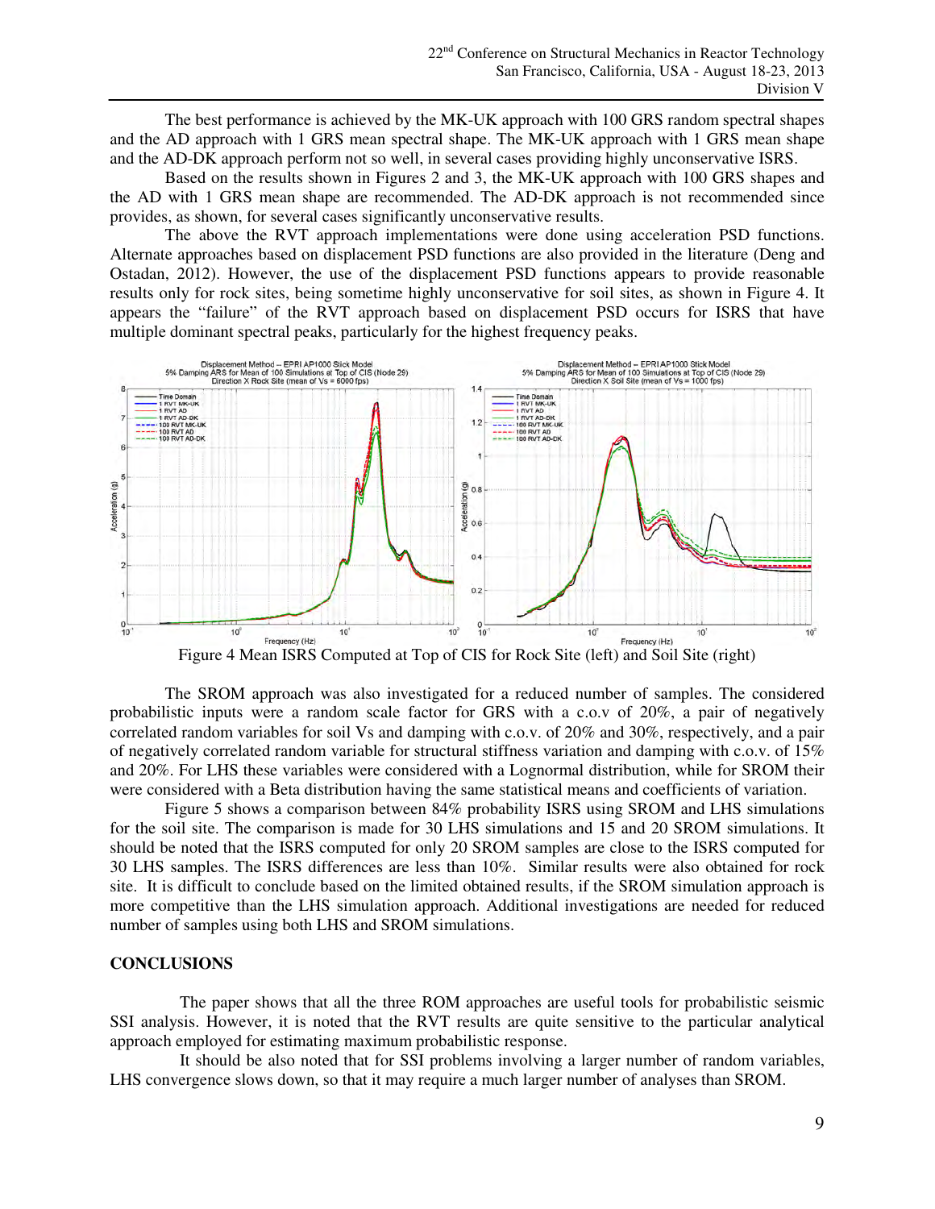The best performance is achieved by the MK-UK approach with 100 GRS random spectral shapes and the AD approach with 1 GRS mean spectral shape. The MK-UK approach with 1 GRS mean shape and the AD-DK approach perform not so well, in several cases providing highly unconservative ISRS.

Based on the results shown in Figures 2 and 3, the MK-UK approach with 100 GRS shapes and the AD with 1 GRS mean shape are recommended. The AD-DK approach is not recommended since provides, as shown, for several cases significantly unconservative results.

The above the RVT approach implementations were done using acceleration PSD functions. Alternate approaches based on displacement PSD functions are also provided in the literature (Deng and Ostadan, 2012). However, the use of the displacement PSD functions appears to provide reasonable results only for rock sites, being sometime highly unconservative for soil sites, as shown in Figure 4. It appears the "failure" of the RVT approach based on displacement PSD occurs for ISRS that have multiple dominant spectral peaks, particularly for the highest frequency peaks.

Figure 4 Mean ISRS Computed at Top of CIS for Rock Site (left) and Soil Site (right)

The SROM approach was also investigated for a reduced number of samples. The considered probabilistic inputs were a random scale factor for GRS with a c.o.v of 20%, a pair of negatively correlated random variables for soil Vs and damping with c.o.v. of 20% and 30%, respectively, and a pair of negatively correlated random variable for structural stiffness variation and damping with c.o.v. of 15% and 20%. For LHS these variables were considered with a Lognormal distribution, while for SROM their were considered with a Beta distribution having the same statistical means and coefficients of variation.

Figure 5 shows a comparison between 84% probability ISRS using SROM and LHS simulations for the soil site. The comparison is made for 30 LHS simulations and 15 and 20 SROM simulations. It should be noted that the ISRS computed for only 20 SROM samples are close to the ISRS computed for 30 LHS samples. The ISRS differences are less than 10%. Similar results were also obtained for rock site. It is difficult to conclude based on the limited obtained results, if the SROM simulation approach is more competitive than the LHS simulation approach. Additional investigations are needed for reduced number of samples using both LHS and SROM simulations.

## CONCLUSIONS

The paper shows that all the three ROM approaches are useful tools for probabilistic seismic SSI analysis. However, it is noted that the RVT results are quite sensitive to the particular analytical approach employed for estimating maximum probabilistic response.

It should be also noted that for SSI problems involving a larger number of random variables, LHS convergence slows down, so that it may require a much larger number of analyses than SROM.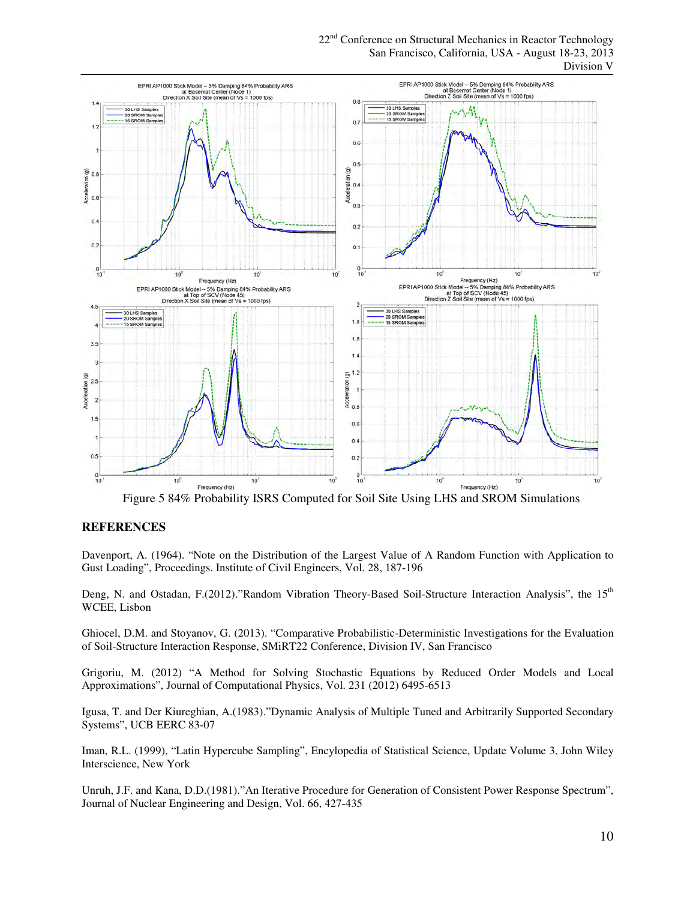EPRI AP1000 Stick Model – 5% Damping 84% Probability ARS
at Basemat Center (Node 1)
Direction X Soil Site (mean of Vs = 1000 fps)

30 LHS Samples
20 SROM Samples
15 SROM Samples

Acceleration (g)
Frequency (Hz)

EPRI AP1000 Stick Model – 5% Damping 84% Probability ARS
at Basemat Center (Node 1)
Direction Z Soil Site (mean of Vs = 1000 fps)

30 LHS Samples
20 SROM Samples
15 SROM Samples

Acceleration (g)
Frequency (Hz)

EPRI AP1000 Stick Model – 5% Damping 84% Probability ARS
at Top of SCV (Node 45)
Direction X Soil Site (mean of Vs = 1000 fps)

30 LHS Samples
20 SROM Samples
15 SROM Samples

Acceleration (g)
Frequency (Hz)

EPRI AP1000 Stick Model – 5% Damping 84% Probability ARS
at Top of SCV (Node 45)
Direction Z Soil Site (mean of Vs = 1000 fps)

30 LHS Samples
20 SROM Samples
15 SROM Samples

Acceleration (g)
Frequency (Hz)

Figure 5 84% Probability ISRS Computed for Soil Site Using LHS and SROM Simulations

## REFERENCES

Davenport, A. (1964). "Note on the Distribution of the Largest Value of A Random Function with Application to Gust Loading", Proceedings. Institute of Civil Engineers, Vol. 28, 187-196

Deng, N. and Ostadan, F.(2012)."Random Vibration Theory-Based Soil-Structure Interaction Analysis", the 15th WCEE, Lisbon

Ghiocel, D.M. and Stoyanov, G. (2013). "Comparative Probabilistic-Deterministic Investigations for the Evaluation of Soil-Structure Interaction Response, SMiRT22 Conference, Division IV, San Francisco

Grigoriu, M. (2012) "A Method for Solving Stochastic Equations by Reduced Order Models and Local Approximations", Journal of Computational Physics, Vol. 231 (2012) 6495-6513

Igusa, T. and Der Kiureghian, A.(1983)."Dynamic Analysis of Multiple Tuned and Arbitrarily Supported Secondary Systems", UCB EERC 83-07

Iman, R.L. (1999), "Latin Hypercube Sampling", Encylopedia of Statistical Science, Update Volume 3, John Wiley Interscience, New York

Unruh, J.F. and Kana, D.D.(1981)."An Iterative Procedure for Generation of Consistent Power Response Spectrum", Journal of Nuclear Engineering and Design, Vol. 66, 427-435